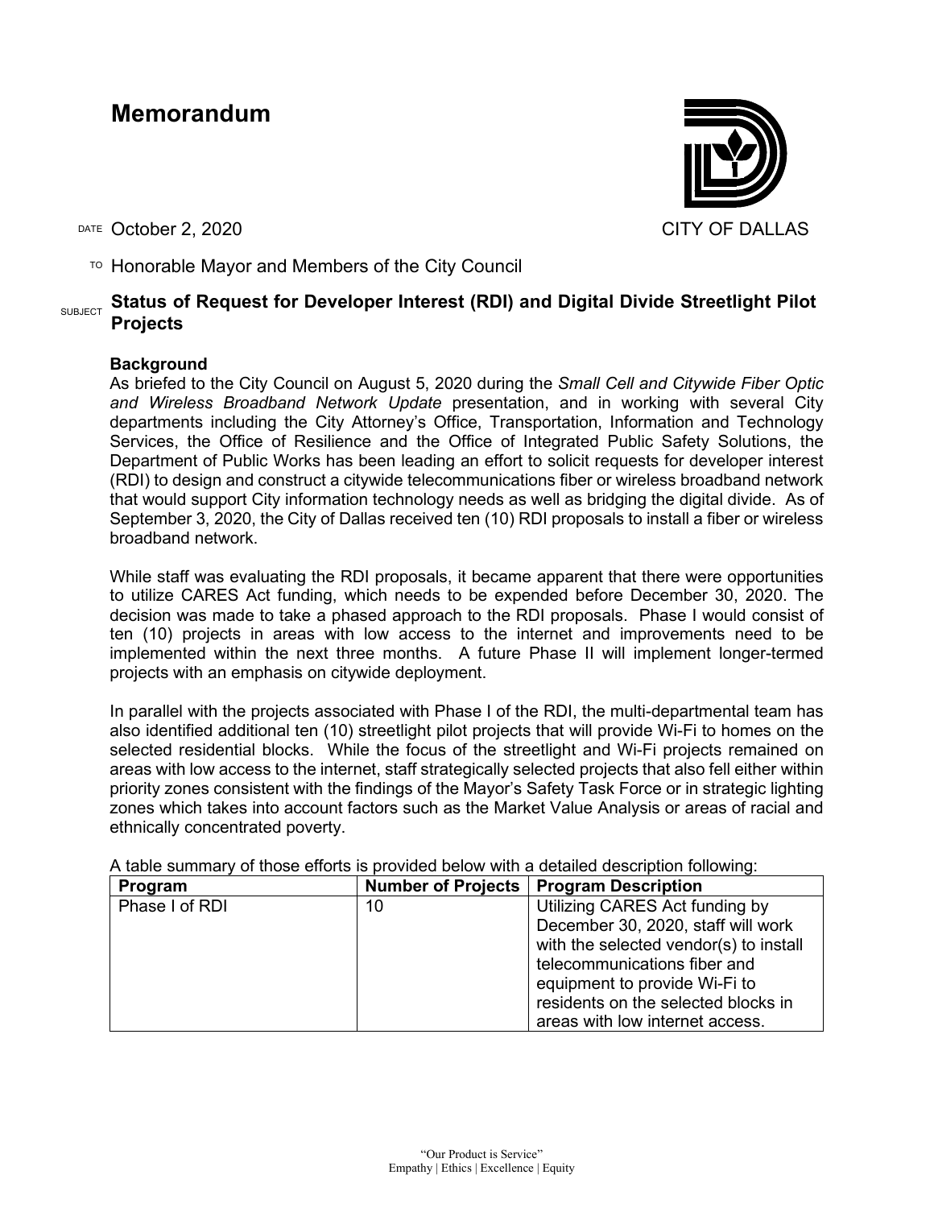# Memorandum

DATE October 2, 2020

CITY OF DALLAS

TO Honorable Mayor and Members of the City Council

SUBJECT **Status of Request for Developer Interest (RDI) and Digital Divide Streetlight Pilot Projects**

**Background**

As briefed to the City Council on August 5, 2020 during the *Small Cell and Citywide Fiber Optic and Wireless Broadband Network Update* presentation, and in working with several City departments including the City Attorney's Office, Transportation, Information and Technology Services, the Office of Resilience and the Office of Integrated Public Safety Solutions, the Department of Public Works has been leading an effort to solicit requests for developer interest (RDI) to design and construct a citywide telecommunications fiber or wireless broadband network that would support City information technology needs as well as bridging the digital divide. As of September 3, 2020, the City of Dallas received ten (10) RDI proposals to install a fiber or wireless broadband network.

While staff was evaluating the RDI proposals, it became apparent that there were opportunities to utilize CARES Act funding, which needs to be expended before December 30, 2020. The decision was made to take a phased approach to the RDI proposals. Phase I would consist of ten (10) projects in areas with low access to the internet and improvements need to be implemented within the next three months. A future Phase II will implement longer-termed projects with an emphasis on citywide deployment.

In parallel with the projects associated with Phase I of the RDI, the multi-departmental team has also identified additional ten (10) streetlight pilot projects that will provide Wi-Fi to homes on the selected residential blocks. While the focus of the streetlight and Wi-Fi projects remained on areas with low access to the internet, staff strategically selected projects that also fell either within priority zones consistent with the findings of the Mayor's Safety Task Force or in strategic lighting zones which takes into account factors such as the Market Value Analysis or areas of racial and ethnically concentrated poverty.

A table summary of those efforts is provided below with a detailed description following:

| Program | Number of Projects | Program Description |
|---|---|---|
| Phase I of RDI | 10 | Utilizing CARES Act funding by December 30, 2020, staff will work with the selected vendor(s) to install telecommunications fiber and equipment to provide Wi-Fi to residents on the selected blocks in areas with low internet access. |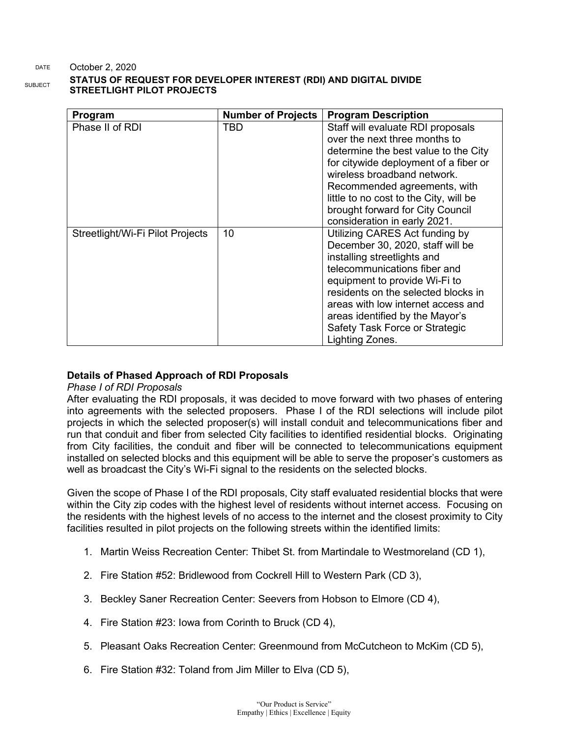DATE October 2, 2020

SUBJECT **STATUS OF REQUEST FOR DEVELOPER INTEREST (RDI) AND DIGITAL DIVIDE STREETLIGHT PILOT PROJECTS**

| Program | Number of Projects | Program Description |
|---|---|---|
| Phase II of RDI | TBD | Staff will evaluate RDI proposals over the next three months to determine the best value to the City for citywide deployment of a fiber or wireless broadband network. Recommended agreements, with little to no cost to the City, will be brought forward for City Council consideration in early 2021. |
| Streetlight/Wi-Fi Pilot Projects | 10 | Utilizing CARES Act funding by December 30, 2020, staff will be installing streetlights and telecommunications fiber and equipment to provide Wi-Fi to residents on the selected blocks in areas with low internet access and areas identified by the Mayor's Safety Task Force or Strategic Lighting Zones. |

### Details of Phased Approach of RDI Proposals

*Phase I of RDI Proposals*

After evaluating the RDI proposals, it was decided to move forward with two phases of entering into agreements with the selected proposers. Phase I of the RDI selections will include pilot projects in which the selected proposer(s) will install conduit and telecommunications fiber and run that conduit and fiber from selected City facilities to identified residential blocks. Originating from City facilities, the conduit and fiber will be connected to telecommunications equipment installed on selected blocks and this equipment will be able to serve the proposer's customers as well as broadcast the City's Wi-Fi signal to the residents on the selected blocks.

Given the scope of Phase I of the RDI proposals, City staff evaluated residential blocks that were within the City zip codes with the highest level of residents without internet access. Focusing on the residents with the highest levels of no access to the internet and the closest proximity to City facilities resulted in pilot projects on the following streets within the identified limits:

1. Martin Weiss Recreation Center: Thibet St. from Martindale to Westmoreland (CD 1),
2. Fire Station #52: Bridlewood from Cockrell Hill to Western Park (CD 3),
3. Beckley Saner Recreation Center: Seevers from Hobson to Elmore (CD 4),
4. Fire Station #23: Iowa from Corinth to Bruck (CD 4),
5. Pleasant Oaks Recreation Center: Greenmound from McCutcheon to McKim (CD 5),
6. Fire Station #32: Toland from Jim Miller to Elva (CD 5),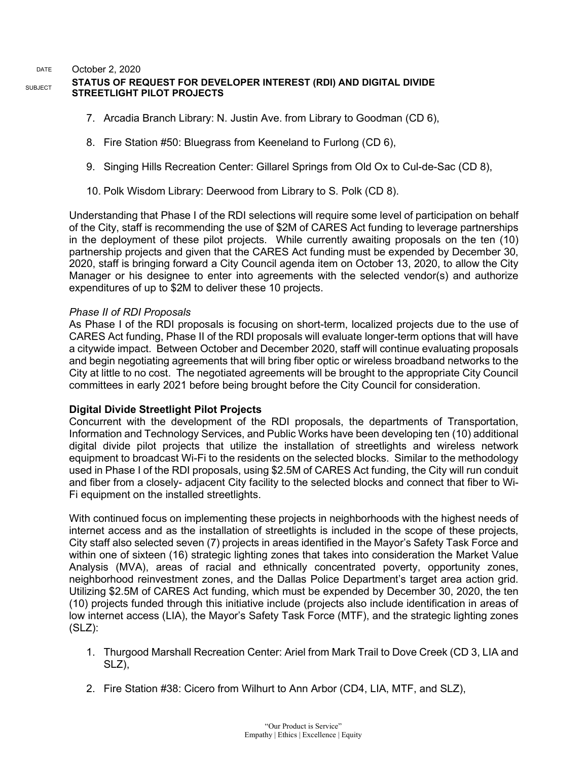7. Arcadia Branch Library: N. Justin Ave. from Library to Goodman (CD 6),

8. Fire Station #50: Bluegrass from Keeneland to Furlong (CD 6),

9. Singing Hills Recreation Center: Gillarel Springs from Old Ox to Cul-de-Sac (CD 8),

10. Polk Wisdom Library: Deerwood from Library to S. Polk (CD 8).

Understanding that Phase I of the RDI selections will require some level of participation on behalf of the City, staff is recommending the use of $2M of CARES Act funding to leverage partnerships in the deployment of these pilot projects. While currently awaiting proposals on the ten (10) partnership projects and given that the CARES Act funding must be expended by December 30, 2020, staff is bringing forward a City Council agenda item on October 13, 2020, to allow the City Manager or his designee to enter into agreements with the selected vendor(s) and authorize expenditures of up to $2M to deliver these 10 projects.

*Phase II of RDI Proposals*

As Phase I of the RDI proposals is focusing on short-term, localized projects due to the use of CARES Act funding, Phase II of the RDI proposals will evaluate longer-term options that will have a citywide impact. Between October and December 2020, staff will continue evaluating proposals and begin negotiating agreements that will bring fiber optic or wireless broadband networks to the City at little to no cost. The negotiated agreements will be brought to the appropriate City Council committees in early 2021 before being brought before the City Council for consideration.

**Digital Divide Streetlight Pilot Projects**

Concurrent with the development of the RDI proposals, the departments of Transportation, Information and Technology Services, and Public Works have been developing ten (10) additional digital divide pilot projects that utilize the installation of streetlights and wireless network equipment to broadcast Wi-Fi to the residents on the selected blocks. Similar to the methodology used in Phase I of the RDI proposals, using $2.5M of CARES Act funding, the City will run conduit and fiber from a closely- adjacent City facility to the selected blocks and connect that fiber to Wi-Fi equipment on the installed streetlights.

With continued focus on implementing these projects in neighborhoods with the highest needs of internet access and as the installation of streetlights is included in the scope of these projects, City staff also selected seven (7) projects in areas identified in the Mayor's Safety Task Force and within one of sixteen (16) strategic lighting zones that takes into consideration the Market Value Analysis (MVA), areas of racial and ethnically concentrated poverty, opportunity zones, neighborhood reinvestment zones, and the Dallas Police Department's target area action grid. Utilizing $2.5M of CARES Act funding, which must be expended by December 30, 2020, the ten (10) projects funded through this initiative include (projects also include identification in areas of low internet access (LIA), the Mayor's Safety Task Force (MTF), and the strategic lighting zones (SLZ):

1. Thurgood Marshall Recreation Center: Ariel from Mark Trail to Dove Creek (CD 3, LIA and SLZ),

2. Fire Station #38: Cicero from Wilhurt to Ann Arbor (CD4, LIA, MTF, and SLZ),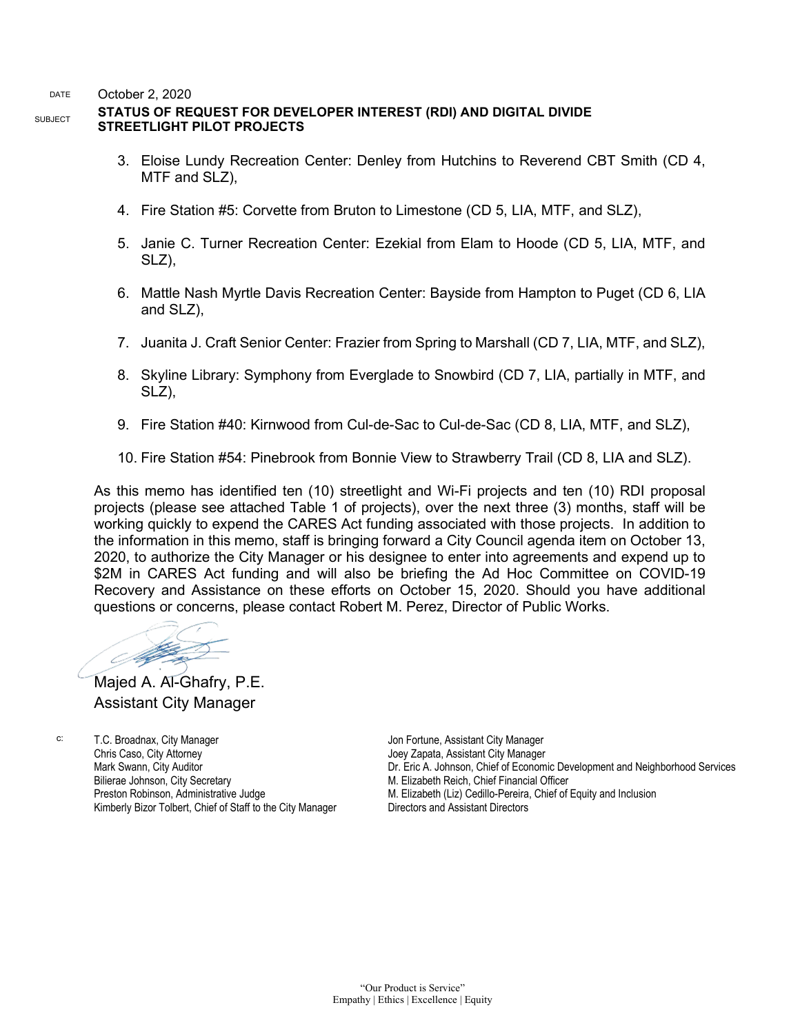DATE October 2, 2020

SUBJECT **STATUS OF REQUEST FOR DEVELOPER INTEREST (RDI) AND DIGITAL DIVIDE STREETLIGHT PILOT PROJECTS**

3. Eloise Lundy Recreation Center: Denley from Hutchins to Reverend CBT Smith (CD 4, MTF and SLZ),
4. Fire Station #5: Corvette from Bruton to Limestone (CD 5, LIA, MTF, and SLZ),
5. Janie C. Turner Recreation Center: Ezekial from Elam to Hoode (CD 5, LIA, MTF, and SLZ),
6. Mattle Nash Myrtle Davis Recreation Center: Bayside from Hampton to Puget (CD 6, LIA and SLZ),
7. Juanita J. Craft Senior Center: Frazier from Spring to Marshall (CD 7, LIA, MTF, and SLZ),
8. Skyline Library: Symphony from Everglade to Snowbird (CD 7, LIA, partially in MTF, and SLZ),
9. Fire Station #40: Kirnwood from Cul-de-Sac to Cul-de-Sac (CD 8, LIA, MTF, and SLZ),
10. Fire Station #54: Pinebrook from Bonnie View to Strawberry Trail (CD 8, LIA and SLZ).

As this memo has identified ten (10) streetlight and Wi-Fi projects and ten (10) RDI proposal projects (please see attached Table 1 of projects), over the next three (3) months, staff will be working quickly to expend the CARES Act funding associated with those projects. In addition to the information in this memo, staff is bringing forward a City Council agenda item on October 13, 2020, to authorize the City Manager or his designee to enter into agreements and expend up to $2M in CARES Act funding and will also be briefing the Ad Hoc Committee on COVID-19 Recovery and Assistance on these efforts on October 15, 2020. Should you have additional questions or concerns, please contact Robert M. Perez, Director of Public Works.

Majed A. Al-Ghafry, P.E.
Assistant City Manager

c:
T.C. Broadnax, City Manager
Chris Caso, City Attorney
Mark Swann, City Auditor
Bilierae Johnson, City Secretary
Preston Robinson, Administrative Judge
Kimberly Bizor Tolbert, Chief of Staff to the City Manager
Jon Fortune, Assistant City Manager
Joey Zapata, Assistant City Manager
Dr. Eric A. Johnson, Chief of Economic Development and Neighborhood Services
M. Elizabeth Reich, Chief Financial Officer
M. Elizabeth (Liz) Cedillo-Pereira, Chief of Equity and Inclusion
Directors and Assistant Directors

"Our Product is Service"
Empathy | Ethics | Excellence | Equity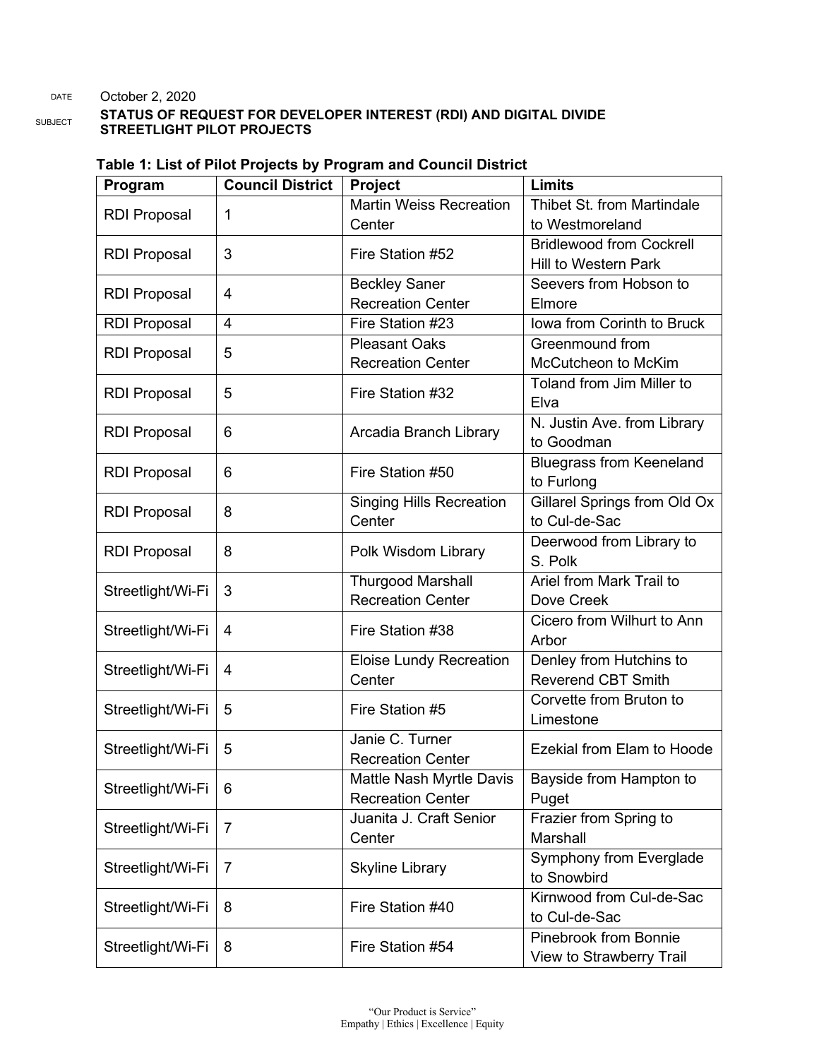DATE October 2, 2020

SUBJECT **STATUS OF REQUEST FOR DEVELOPER INTEREST (RDI) AND DIGITAL DIVIDE STREETLIGHT PILOT PROJECTS**

**Table 1: List of Pilot Projects by Program and Council District**

| Program | Council District | Project | Limits |
|---|---|---|---|
| RDI Proposal | 1 | Martin Weiss Recreation Center | Thibet St. from Martindale to Westmoreland |
| RDI Proposal | 3 | Fire Station #52 | Bridlewood from Cockrell Hill to Western Park |
| RDI Proposal | 4 | Beckley Saner Recreation Center | Seevers from Hobson to Elmore |
| RDI Proposal | 4 | Fire Station #23 | Iowa from Corinth to Bruck |
| RDI Proposal | 5 | Pleasant Oaks Recreation Center | Greenmound from McCutcheon to McKim |
| RDI Proposal | 5 | Fire Station #32 | Toland from Jim Miller to Elva |
| RDI Proposal | 6 | Arcadia Branch Library | N. Justin Ave. from Library to Goodman |
| RDI Proposal | 6 | Fire Station #50 | Bluegrass from Keeneland to Furlong |
| RDI Proposal | 8 | Singing Hills Recreation Center | Gillarel Springs from Old Ox to Cul-de-Sac |
| RDI Proposal | 8 | Polk Wisdom Library | Deerwood from Library to S. Polk |
| Streetlight/Wi-Fi | 3 | Thurgood Marshall Recreation Center | Ariel from Mark Trail to Dove Creek |
| Streetlight/Wi-Fi | 4 | Fire Station #38 | Cicero from Wilhurt to Ann Arbor |
| Streetlight/Wi-Fi | 4 | Eloise Lundy Recreation Center | Denley from Hutchins to Reverend CBT Smith |
| Streetlight/Wi-Fi | 5 | Fire Station #5 | Corvette from Bruton to Limestone |
| Streetlight/Wi-Fi | 5 | Janie C. Turner Recreation Center | Ezekial from Elam to Hoode |
| Streetlight/Wi-Fi | 6 | Mattle Nash Myrtle Davis Recreation Center | Bayside from Hampton to Puget |
| Streetlight/Wi-Fi | 7 | Juanita J. Craft Senior Center | Frazier from Spring to Marshall |
| Streetlight/Wi-Fi | 7 | Skyline Library | Symphony from Everglade to Snowbird |
| Streetlight/Wi-Fi | 8 | Fire Station #40 | Kirnwood from Cul-de-Sac to Cul-de-Sac |
| Streetlight/Wi-Fi | 8 | Fire Station #54 | Pinebrook from Bonnie View to Strawberry Trail |